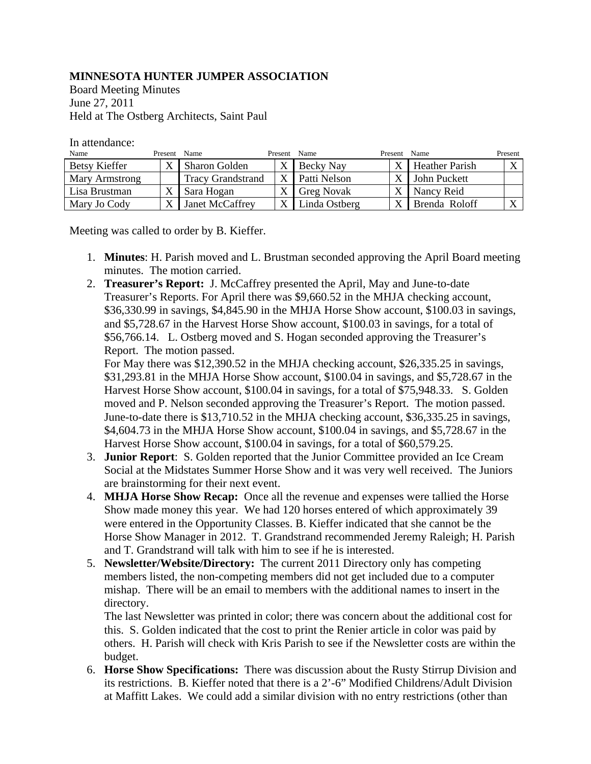**MINNESOTA HUNTER JUMPER ASSOCIATION**

Board Meeting Minutes
June 27, 2011
Held at The Ostberg Architects, Saint Paul

In attendance:

| Name | Present | Name | Present | Name | Present | Name | Present |
|---|---|---|---|---|---|---|---|
| Betsy Kieffer | X | Sharon Golden | X | Becky Nay | X | Heather Parish | X |
| Mary Armstrong | | Tracy Grandstrand | X | Patti Nelson | X | John Puckett | |
| Lisa Brustman | X | Sara Hogan | X | Greg Novak | X | Nancy Reid | |
| Mary Jo Cody | X | Janet McCaffrey | X | Linda Ostberg | X | Brenda Roloff | X |

Meeting was called to order by B. Kieffer.

1. **Minutes**: H. Parish moved and L. Brustman seconded approving the April Board meeting minutes. The motion carried.
2. **Treasurer's Report:** J. McCaffrey presented the April, May and June-to-date Treasurer's Reports. For April there was $9,660.52 in the MHJA checking account, $36,330.99 in savings, $4,845.90 in the MHJA Horse Show account, $100.03 in savings, and $5,728.67 in the Harvest Horse Show account, $100.03 in savings, for a total of $56,766.14. L. Ostberg moved and S. Hogan seconded approving the Treasurer's Report. The motion passed.
   For May there was $12,390.52 in the MHJA checking account, $26,335.25 in savings, $31,293.81 in the MHJA Horse Show account, $100.04 in savings, and $5,728.67 in the Harvest Horse Show account, $100.04 in savings, for a total of $75,948.33. S. Golden moved and P. Nelson seconded approving the Treasurer's Report. The motion passed.
   June-to-date there is $13,710.52 in the MHJA checking account, $36,335.25 in savings, $4,604.73 in the MHJA Horse Show account, $100.04 in savings, and $5,728.67 in the Harvest Horse Show account, $100.04 in savings, for a total of $60,579.25.
3. **Junior Report**: S. Golden reported that the Junior Committee provided an Ice Cream Social at the Midstates Summer Horse Show and it was very well received. The Juniors are brainstorming for their next event.
4. **MHJA Horse Show Recap:** Once all the revenue and expenses were tallied the Horse Show made money this year. We had 120 horses entered of which approximately 39 were entered in the Opportunity Classes. B. Kieffer indicated that she cannot be the Horse Show Manager in 2012. T. Grandstrand recommended Jeremy Raleigh; H. Parish and T. Grandstrand will talk with him to see if he is interested.
5. **Newsletter/Website/Directory:** The current 2011 Directory only has competing members listed, the non-competing members did not get included due to a computer mishap. There will be an email to members with the additional names to insert in the directory.
   The last Newsletter was printed in color; there was concern about the additional cost for this. S. Golden indicated that the cost to print the Renier article in color was paid by others. H. Parish will check with Kris Parish to see if the Newsletter costs are within the budget.
6. **Horse Show Specifications:** There was discussion about the Rusty Stirrup Division and its restrictions. B. Kieffer noted that there is a 2'-6" Modified Childrens/Adult Division at Maffitt Lakes. We could add a similar division with no entry restrictions (other than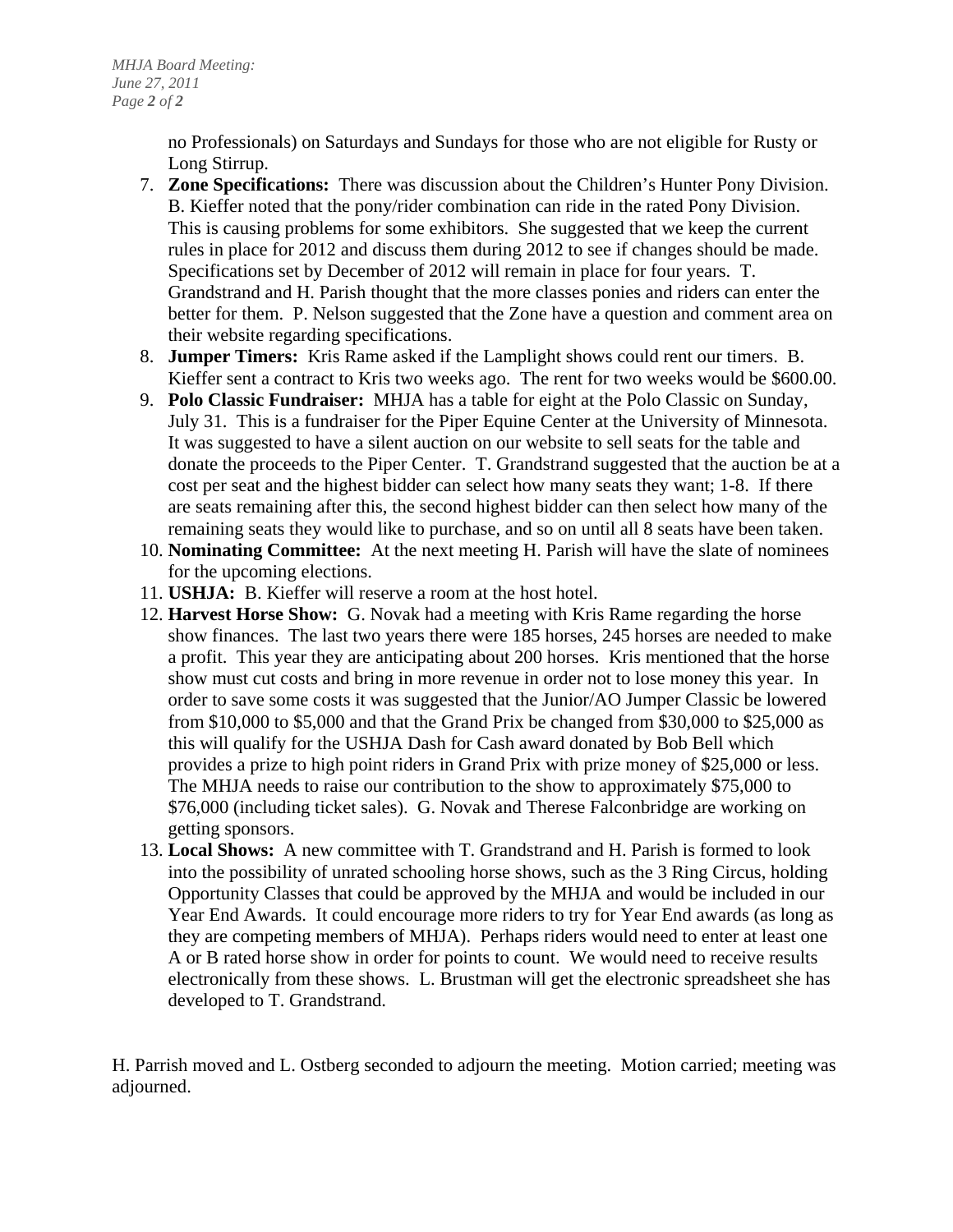no Professionals) on Saturdays and Sundays for those who are not eligible for Rusty or Long Stirrup.

7. **Zone Specifications:** There was discussion about the Children's Hunter Pony Division. B. Kieffer noted that the pony/rider combination can ride in the rated Pony Division. This is causing problems for some exhibitors. She suggested that we keep the current rules in place for 2012 and discuss them during 2012 to see if changes should be made. Specifications set by December of 2012 will remain in place for four years. T. Grandstrand and H. Parish thought that the more classes ponies and riders can enter the better for them. P. Nelson suggested that the Zone have a question and comment area on their website regarding specifications.
8. **Jumper Timers:** Kris Rame asked if the Lamplight shows could rent our timers. B. Kieffer sent a contract to Kris two weeks ago. The rent for two weeks would be $600.00.
9. **Polo Classic Fundraiser:** MHJA has a table for eight at the Polo Classic on Sunday, July 31. This is a fundraiser for the Piper Equine Center at the University of Minnesota. It was suggested to have a silent auction on our website to sell seats for the table and donate the proceeds to the Piper Center. T. Grandstrand suggested that the auction be at a cost per seat and the highest bidder can select how many seats they want; 1-8. If there are seats remaining after this, the second highest bidder can then select how many of the remaining seats they would like to purchase, and so on until all 8 seats have been taken.
10. **Nominating Committee:** At the next meeting H. Parish will have the slate of nominees for the upcoming elections.
11. **USHJA:** B. Kieffer will reserve a room at the host hotel.
12. **Harvest Horse Show:** G. Novak had a meeting with Kris Rame regarding the horse show finances. The last two years there were 185 horses, 245 horses are needed to make a profit. This year they are anticipating about 200 horses. Kris mentioned that the horse show must cut costs and bring in more revenue in order not to lose money this year. In order to save some costs it was suggested that the Junior/AO Jumper Classic be lowered from $10,000 to $5,000 and that the Grand Prix be changed from $30,000 to $25,000 as this will qualify for the USHJA Dash for Cash award donated by Bob Bell which provides a prize to high point riders in Grand Prix with prize money of $25,000 or less. The MHJA needs to raise our contribution to the show to approximately $75,000 to $76,000 (including ticket sales). G. Novak and Therese Falconbridge are working on getting sponsors.
13. **Local Shows:** A new committee with T. Grandstrand and H. Parish is formed to look into the possibility of unrated schooling horse shows, such as the 3 Ring Circus, holding Opportunity Classes that could be approved by the MHJA and would be included in our Year End Awards. It could encourage more riders to try for Year End awards (as long as they are competing members of MHJA). Perhaps riders would need to enter at least one A or B rated horse show in order for points to count. We would need to receive results electronically from these shows. L. Brustman will get the electronic spreadsheet she has developed to T. Grandstrand.

H. Parrish moved and L. Ostberg seconded to adjourn the meeting. Motion carried; meeting was adjourned.